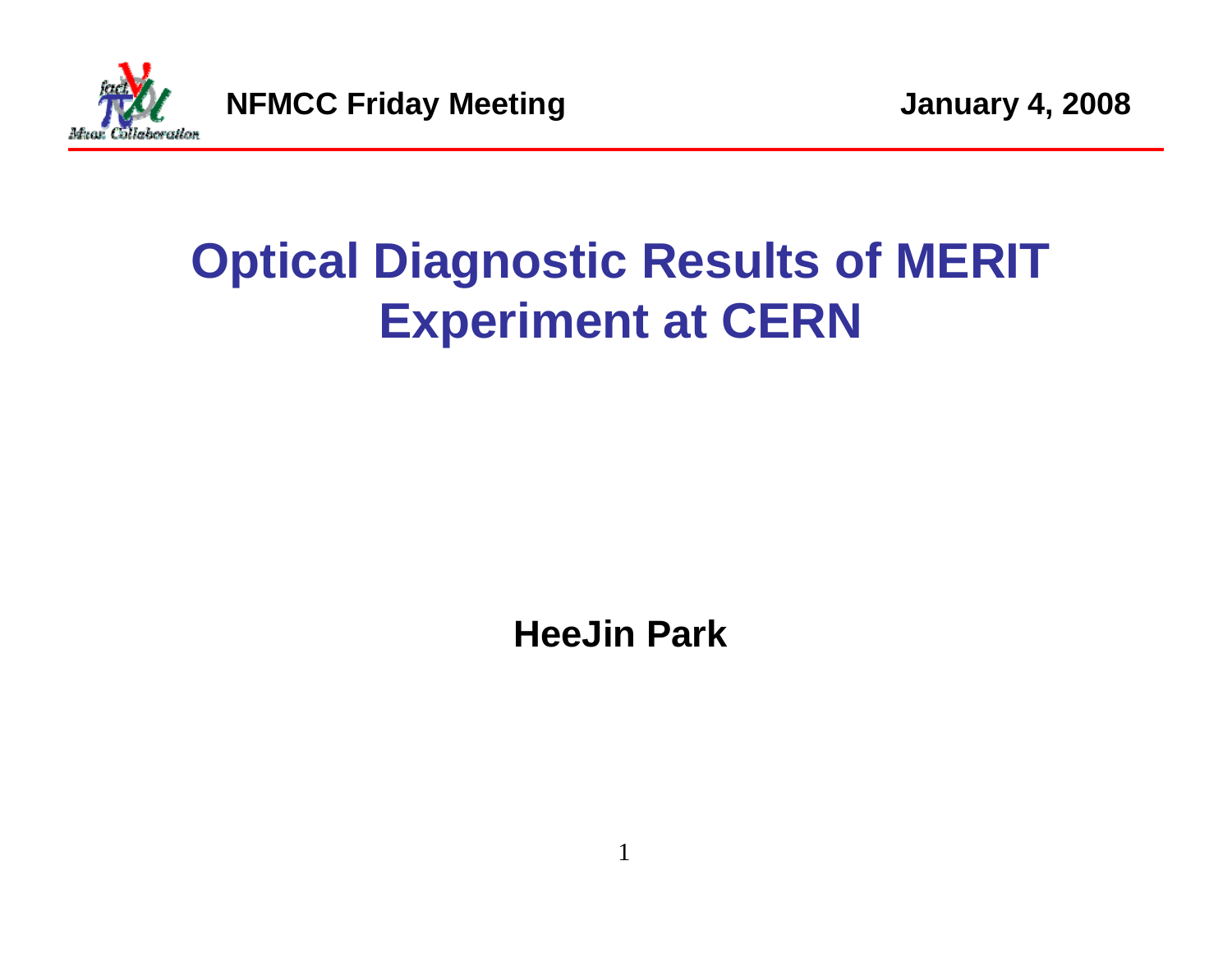NFMCC Friday Meeting January 4, 2008

# Optical Diagnostic Results of MERIT Experiment at CERN

**HeeJin Park**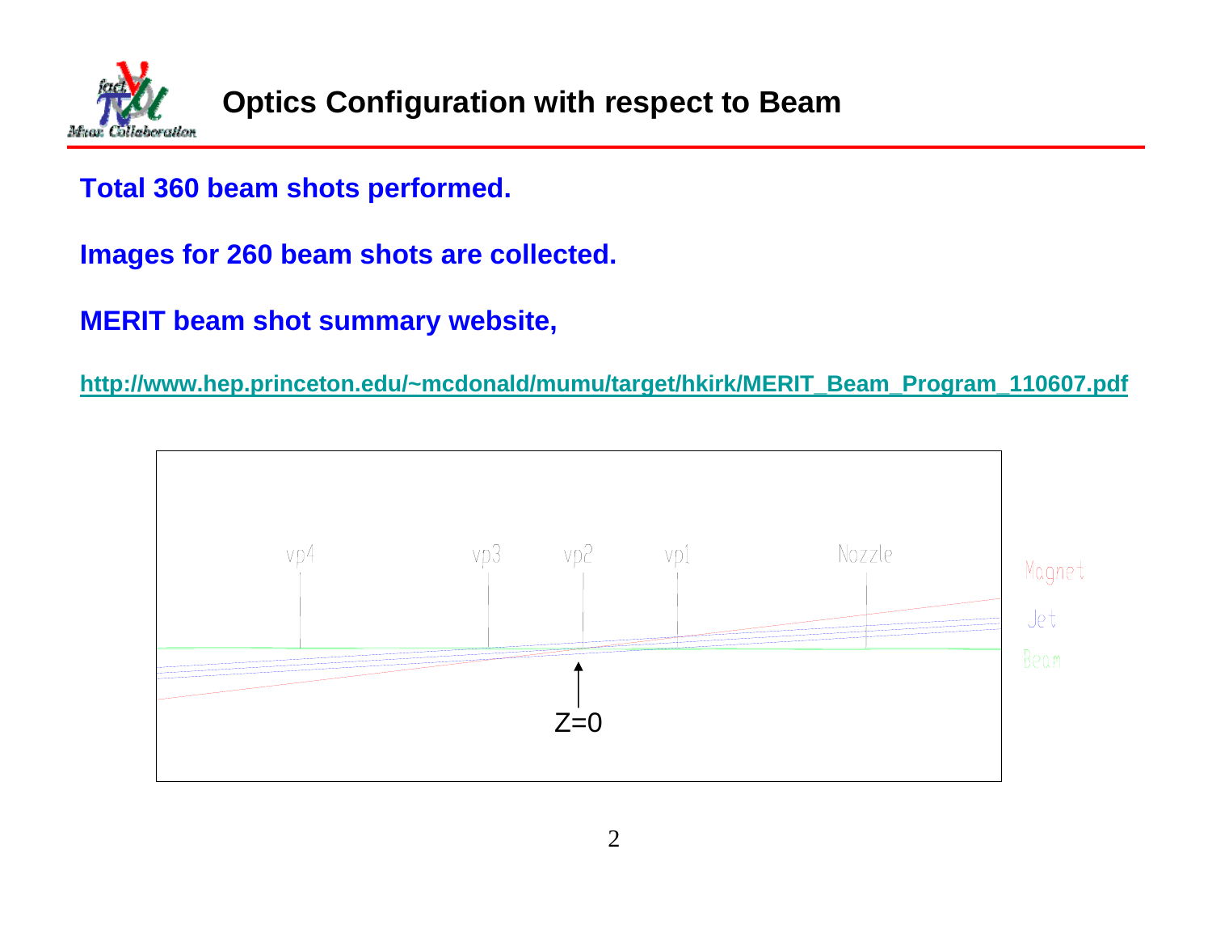# Optics Configuration with respect to Beam

**Total 360 beam shots performed.**

**Images for 260 beam shots are collected.**

**MERIT beam shot summary website,**

**http://www.hep.princeton.edu/~mcdonald/mumu/target/hkirk/MERIT_Beam_Program_110607.pdf**

vp4 vp3 vp2 vp1 Nozzle

Magnet

Jet

Beam

Z=0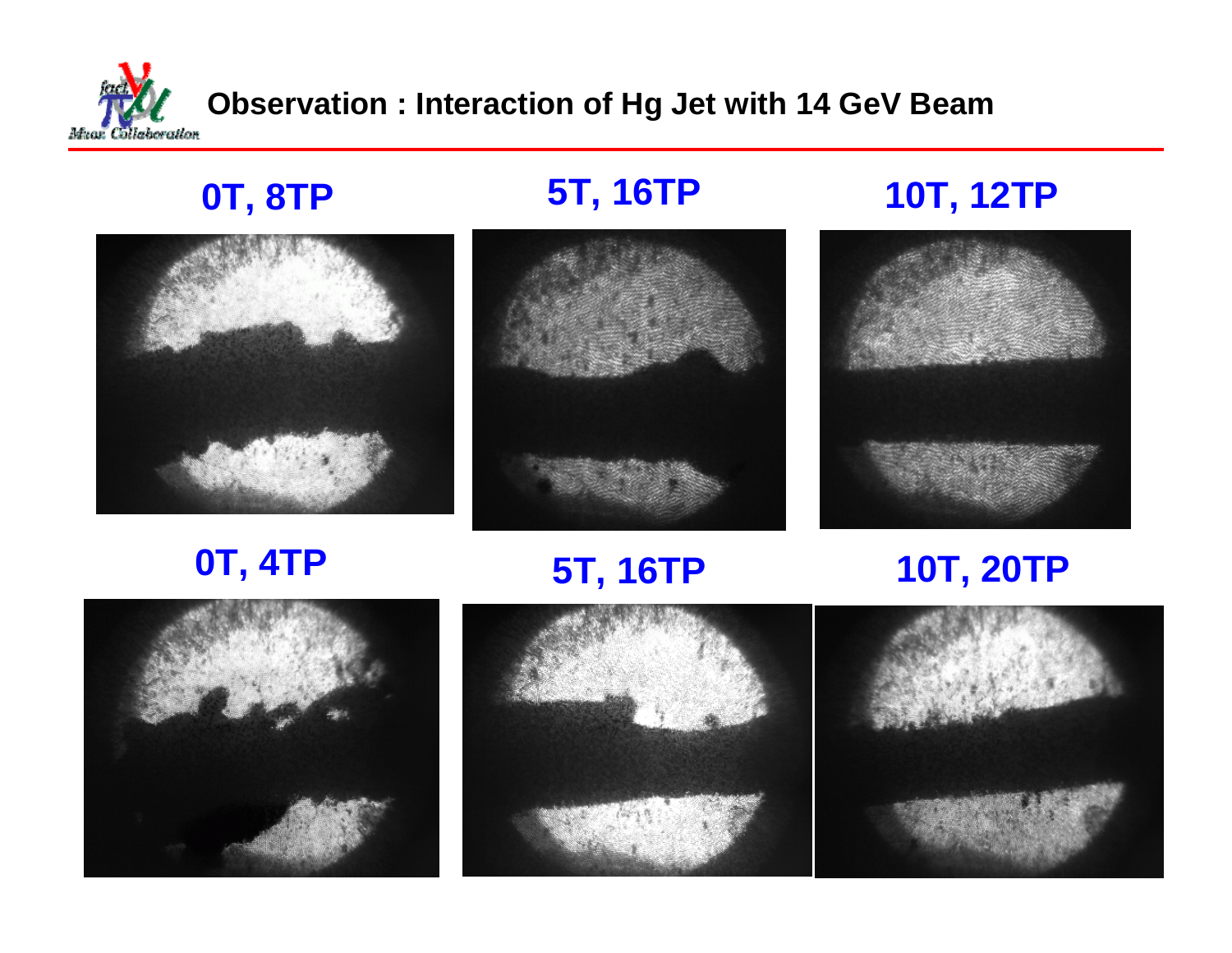# Observation : Interaction of Hg Jet with 14 GeV Beam

**0T, 8TP**

**5T, 16TP**

**10T, 12TP**

**0T, 4TP**

**5T, 16TP**

**10T, 20TP**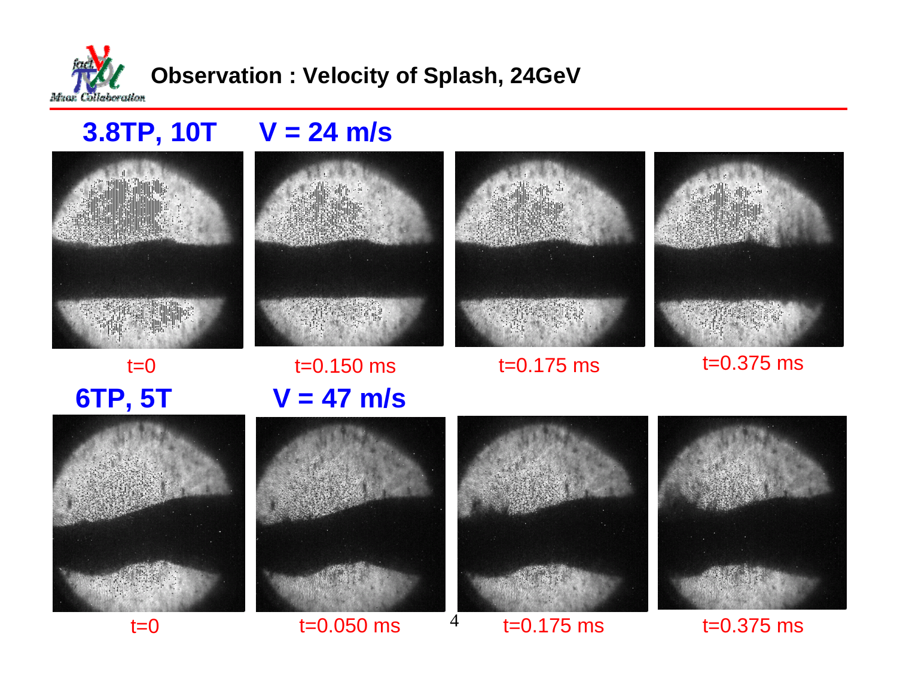# Observation : Velocity of Splash, 24GeV

**3.8TP, 10T** **V = 24 m/s**

t=0 t=0.150 ms t=0.175 ms t=0.375 ms

**6TP, 5T** **V = 47 m/s**

t=0 t=0.050 ms t=0.175 ms t=0.375 ms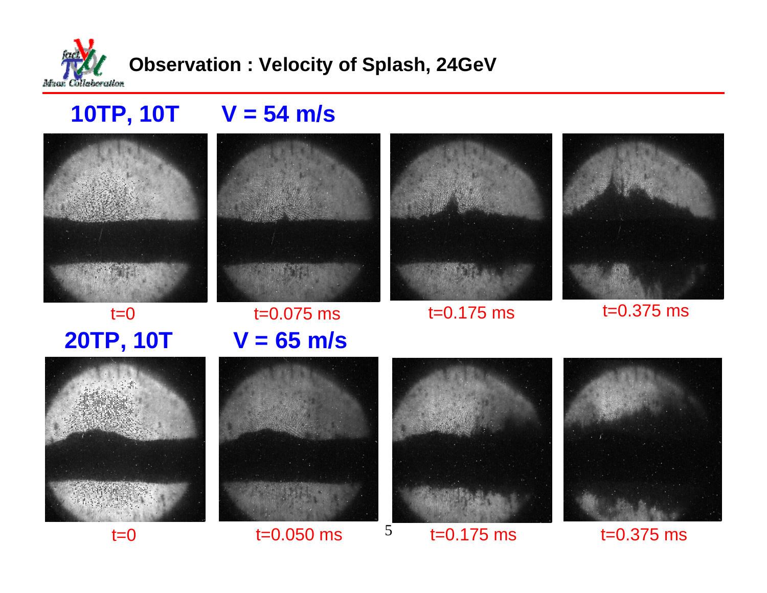# Observation : Velocity of Splash, 24GeV

**10TP, 10T** **V = 54 m/s**

t=0 t=0.075 ms t=0.175 ms t=0.375 ms

**20TP, 10T** **V = 65 m/s**

t=0 t=0.050 ms t=0.175 ms t=0.375 ms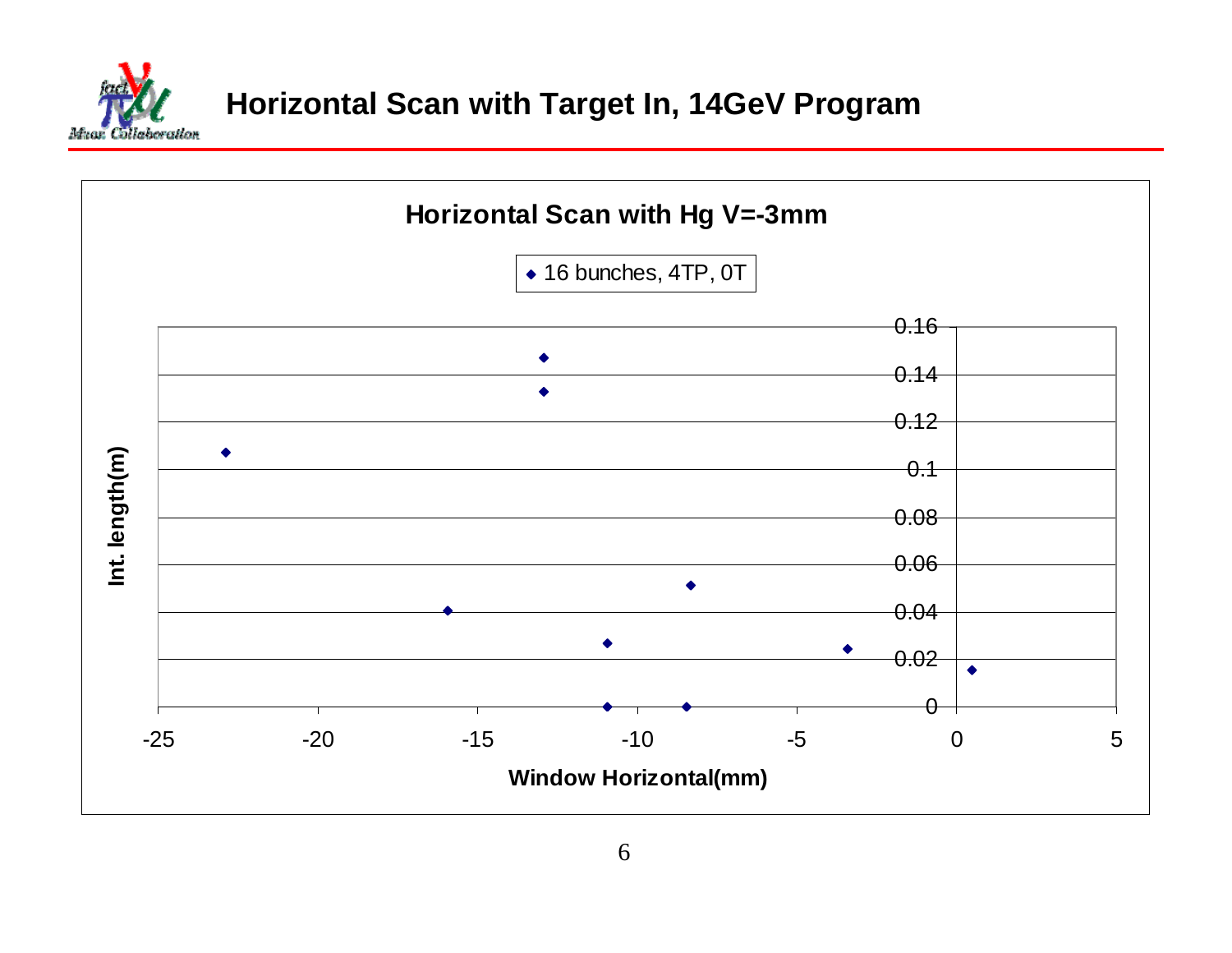# Horizontal Scan with Target In, 14GeV Program

**Horizontal Scan with Hg V=-3mm**

◆ 16 bunches, 4TP, 0T

Int. length(m)

0.16
0.14
0.12
0.1
0.08
0.06
0.04
0.02
0

-25 -20 -15 -10 -5 0 5

Window Horizontal(mm)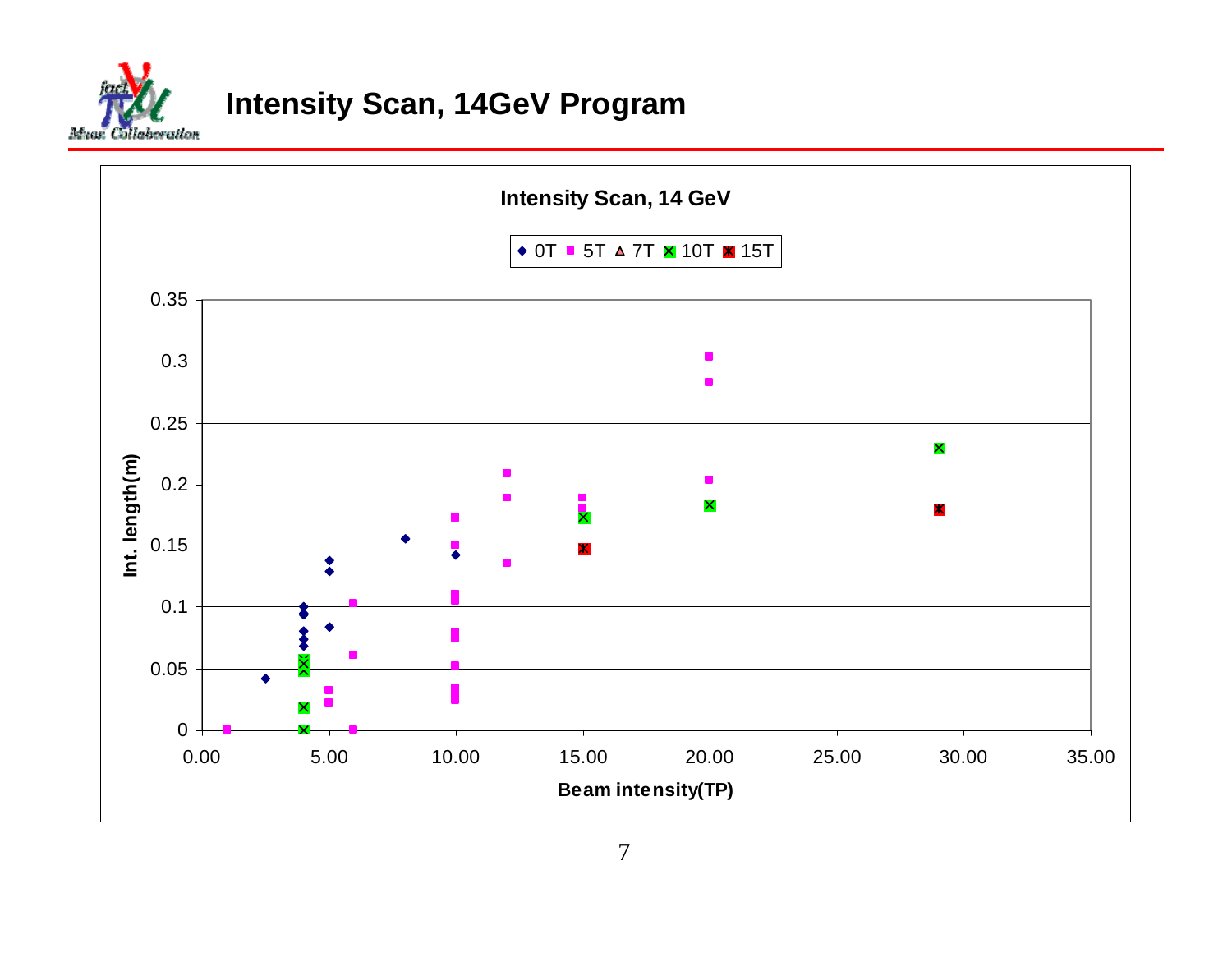# Intensity Scan, 14GeV Program

**Intensity Scan, 14 GeV**

◆ 0T ■ 5T ▲ 7T ☒ 10T ☒ 15T

Int. length(m)

Beam intensity(TP)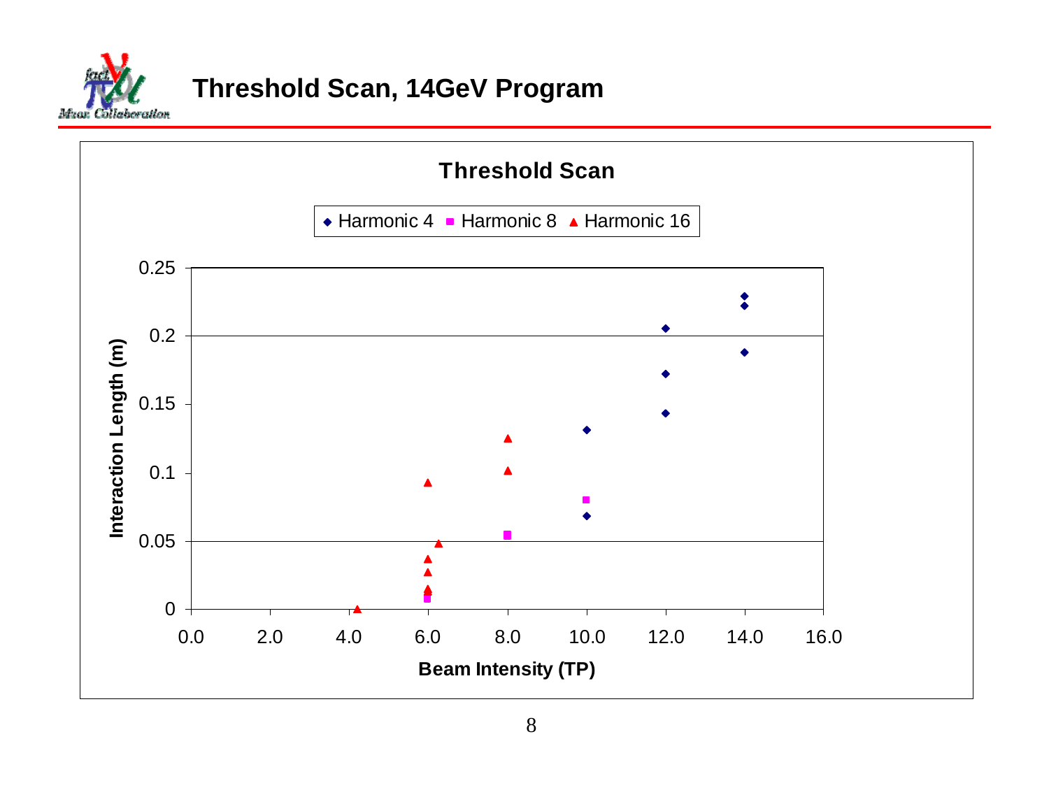# Threshold Scan, 14GeV Program

**Threshold Scan**

◆ Harmonic 4 ■ Harmonic 8 ▲ Harmonic 16

**Interaction Length (m)** (y-axis: 0 – 0.25)

**Beam Intensity (TP)** (x-axis: 0.0 – 16.0)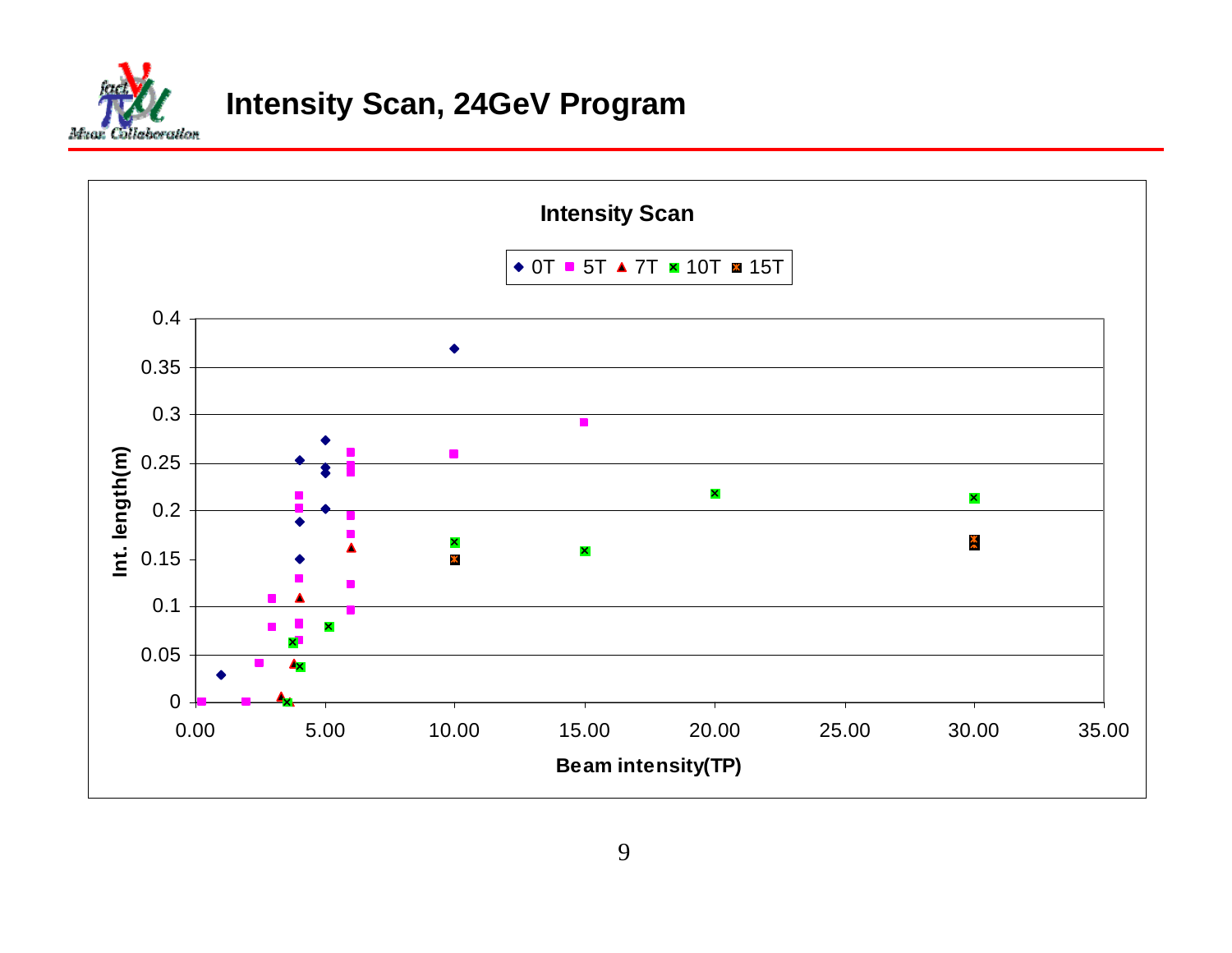# Intensity Scan, 24GeV Program

**Intensity Scan**

Legend: 0T, 5T, 7T, 10T, 15T

Int. length(m)

Beam intensity(TP)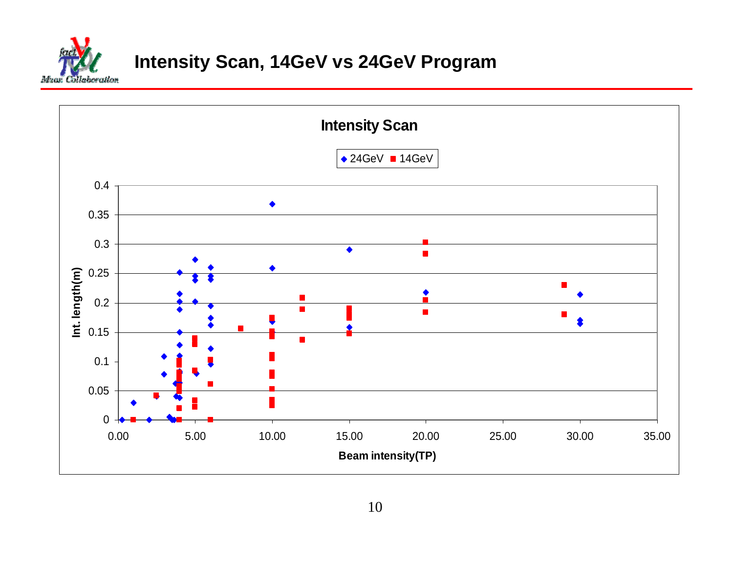# Intensity Scan, 14GeV vs 24GeV Program

**Intensity Scan**

◆ 24GeV ■ 14GeV

Int. length(m)

0.4
0.35
0.3
0.25
0.2
0.15
0.1
0.05
0

0.00 5.00 10.00 15.00 20.00 25.00 30.00 35.00

Beam intensity(TP)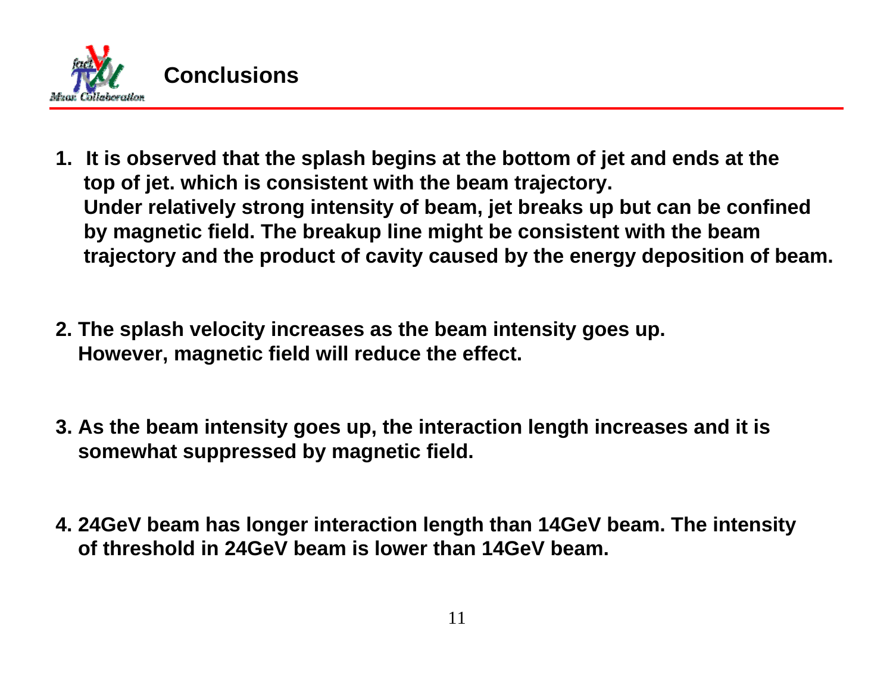# Conclusions

1. It is observed that the splash begins at the bottom of jet and ends at the top of jet. which is consistent with the beam trajectory.
   Under relatively strong intensity of beam, jet breaks up but can be confined by magnetic field. The breakup line might be consistent with the beam trajectory and the product of cavity caused by the energy deposition of beam.

2. The splash velocity increases as the beam intensity goes up.
   However, magnetic field will reduce the effect.

3. As the beam intensity goes up, the interaction length increases and it is somewhat suppressed by magnetic field.

4. 24GeV beam has longer interaction length than 14GeV beam. The intensity of threshold in 24GeV beam is lower than 14GeV beam.